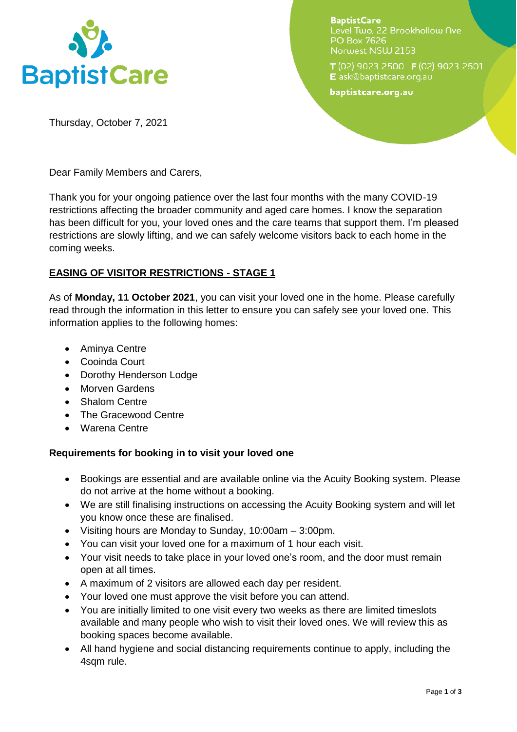**BaptistCare**
Level Two, 22 Brookhollow Ave
PO Box 7626
Norwest NSW 2153

**T** (02) 9023 2500 **F** (02) 9023 2501
**E** ask@baptistcare.org.au

**baptistcare.org.au**

Thursday, October 7, 2021

Dear Family Members and Carers,

Thank you for your ongoing patience over the last four months with the many COVID-19 restrictions affecting the broader community and aged care homes. I know the separation has been difficult for you, your loved ones and the care teams that support them. I'm pleased restrictions are slowly lifting, and we can safely welcome visitors back to each home in the coming weeks.

## EASING OF VISITOR RESTRICTIONS - STAGE 1

As of **Monday, 11 October 2021**, you can visit your loved one in the home. Please carefully read through the information in this letter to ensure you can safely see your loved one. This information applies to the following homes:

- Aminya Centre
- Cooinda Court
- Dorothy Henderson Lodge
- Morven Gardens
- Shalom Centre
- The Gracewood Centre
- Warena Centre

### Requirements for booking in to visit your loved one

- Bookings are essential and are available online via the Acuity Booking system. Please do not arrive at the home without a booking.
- We are still finalising instructions on accessing the Acuity Booking system and will let you know once these are finalised.
- Visiting hours are Monday to Sunday, 10:00am – 3:00pm.
- You can visit your loved one for a maximum of 1 hour each visit.
- Your visit needs to take place in your loved one's room, and the door must remain open at all times.
- A maximum of 2 visitors are allowed each day per resident.
- Your loved one must approve the visit before you can attend.
- You are initially limited to one visit every two weeks as there are limited timeslots available and many people who wish to visit their loved ones. We will review this as booking spaces become available.
- All hand hygiene and social distancing requirements continue to apply, including the 4sqm rule.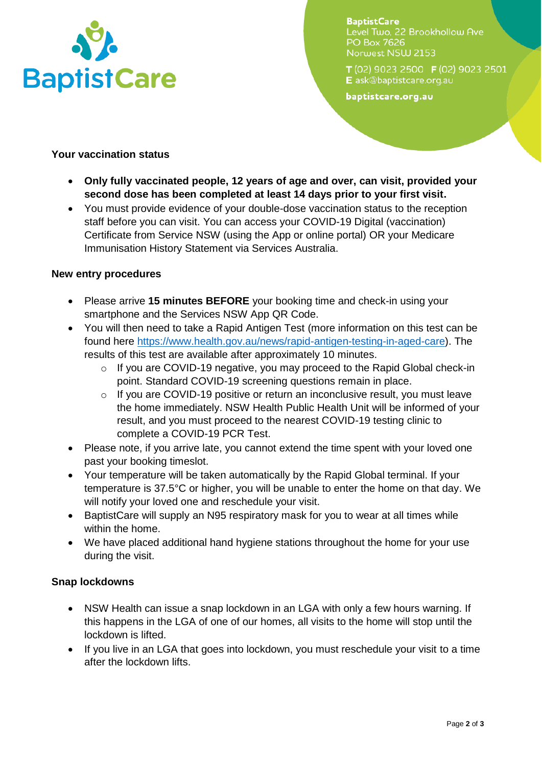BaptistCare
Level Two, 22 Brookhollow Ave
PO Box 7626
Norwest NSW 2153

T (02) 9023 2500 F (02) 9023 2501
E ask@baptistcare.org.au

baptistcare.org.au

**Your vaccination status**

- **Only fully vaccinated people, 12 years of age and over, can visit, provided your second dose has been completed at least 14 days prior to your first visit.**
- You must provide evidence of your double-dose vaccination status to the reception staff before you can visit. You can access your COVID-19 Digital (vaccination) Certificate from Service NSW (using the App or online portal) OR your Medicare Immunisation History Statement via Services Australia.

**New entry procedures**

- Please arrive **15 minutes BEFORE** your booking time and check-in using your smartphone and the Services NSW App QR Code.
- You will then need to take a Rapid Antigen Test (more information on this test can be found here [https://www.health.gov.au/news/rapid-antigen-testing-in-aged-care](https://www.health.gov.au/news/rapid-antigen-testing-in-aged-care)). The results of this test are available after approximately 10 minutes.
  - If you are COVID-19 negative, you may proceed to the Rapid Global check-in point. Standard COVID-19 screening questions remain in place.
  - If you are COVID-19 positive or return an inconclusive result, you must leave the home immediately. NSW Health Public Health Unit will be informed of your result, and you must proceed to the nearest COVID-19 testing clinic to complete a COVID-19 PCR Test.
- Please note, if you arrive late, you cannot extend the time spent with your loved one past your booking timeslot.
- Your temperature will be taken automatically by the Rapid Global terminal. If your temperature is 37.5°C or higher, you will be unable to enter the home on that day. We will notify your loved one and reschedule your visit.
- BaptistCare will supply an N95 respiratory mask for you to wear at all times while within the home.
- We have placed additional hand hygiene stations throughout the home for your use during the visit.

**Snap lockdowns**

- NSW Health can issue a snap lockdown in an LGA with only a few hours warning. If this happens in the LGA of one of our homes, all visits to the home will stop until the lockdown is lifted.
- If you live in an LGA that goes into lockdown, you must reschedule your visit to a time after the lockdown lifts.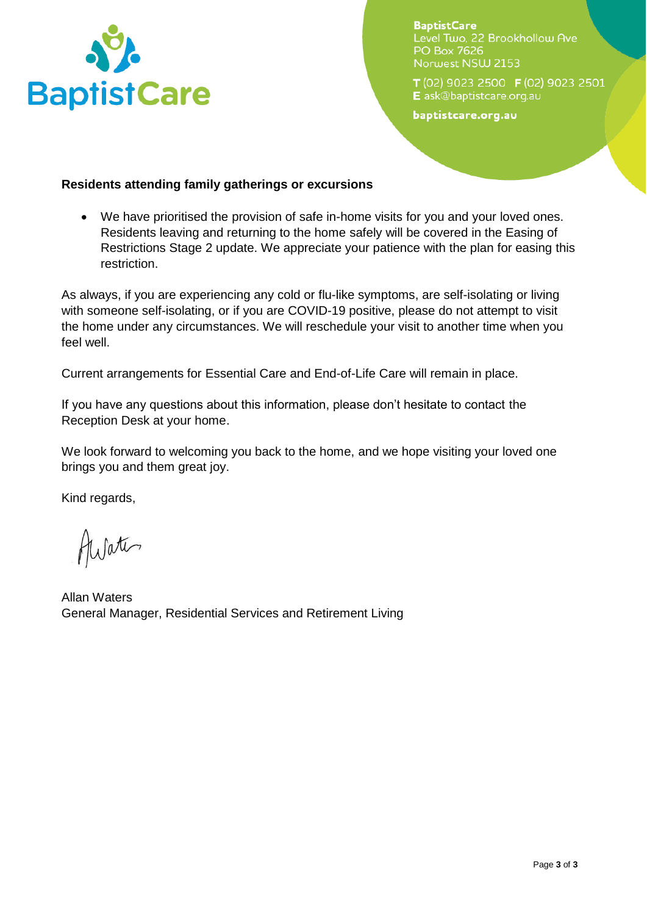BaptistCare
Level Two, 22 Brookhollow Ave
PO Box 7626
Norwest NSW 2153

T (02) 9023 2500 F (02) 9023 2501
E ask@baptistcare.org.au

baptistcare.org.au

**Residents attending family gatherings or excursions**

- We have prioritised the provision of safe in-home visits for you and your loved ones. Residents leaving and returning to the home safely will be covered in the Easing of Restrictions Stage 2 update. We appreciate your patience with the plan for easing this restriction.

As always, if you are experiencing any cold or flu-like symptoms, are self-isolating or living with someone self-isolating, or if you are COVID-19 positive, please do not attempt to visit the home under any circumstances. We will reschedule your visit to another time when you feel well.

Current arrangements for Essential Care and End-of-Life Care will remain in place.

If you have any questions about this information, please don't hesitate to contact the Reception Desk at your home.

We look forward to welcoming you back to the home, and we hope visiting your loved one brings you and them great joy.

Kind regards,

Allan Waters
General Manager, Residential Services and Retirement Living